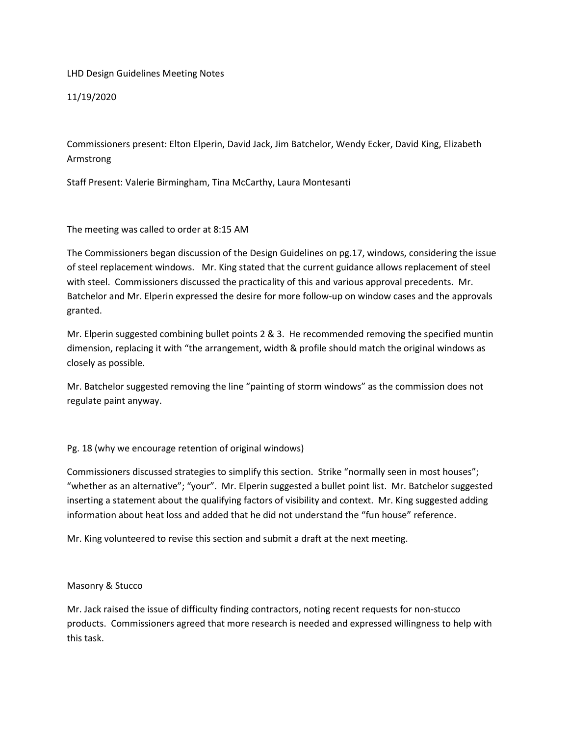LHD Design Guidelines Meeting Notes

11/19/2020

Commissioners present: Elton Elperin, David Jack, Jim Batchelor, Wendy Ecker, David King, Elizabeth Armstrong

Staff Present: Valerie Birmingham, Tina McCarthy, Laura Montesanti

The meeting was called to order at 8:15 AM

The Commissioners began discussion of the Design Guidelines on pg.17, windows, considering the issue of steel replacement windows. Mr. King stated that the current guidance allows replacement of steel with steel. Commissioners discussed the practicality of this and various approval precedents. Mr. Batchelor and Mr. Elperin expressed the desire for more follow-up on window cases and the approvals granted.

Mr. Elperin suggested combining bullet points 2 & 3. He recommended removing the specified muntin dimension, replacing it with "the arrangement, width & profile should match the original windows as closely as possible.

Mr. Batchelor suggested removing the line "painting of storm windows" as the commission does not regulate paint anyway.

Pg. 18 (why we encourage retention of original windows)

Commissioners discussed strategies to simplify this section. Strike "normally seen in most houses"; "whether as an alternative"; "your". Mr. Elperin suggested a bullet point list. Mr. Batchelor suggested inserting a statement about the qualifying factors of visibility and context. Mr. King suggested adding information about heat loss and added that he did not understand the "fun house" reference.

Mr. King volunteered to revise this section and submit a draft at the next meeting.

Masonry & Stucco

Mr. Jack raised the issue of difficulty finding contractors, noting recent requests for non-stucco products. Commissioners agreed that more research is needed and expressed willingness to help with this task.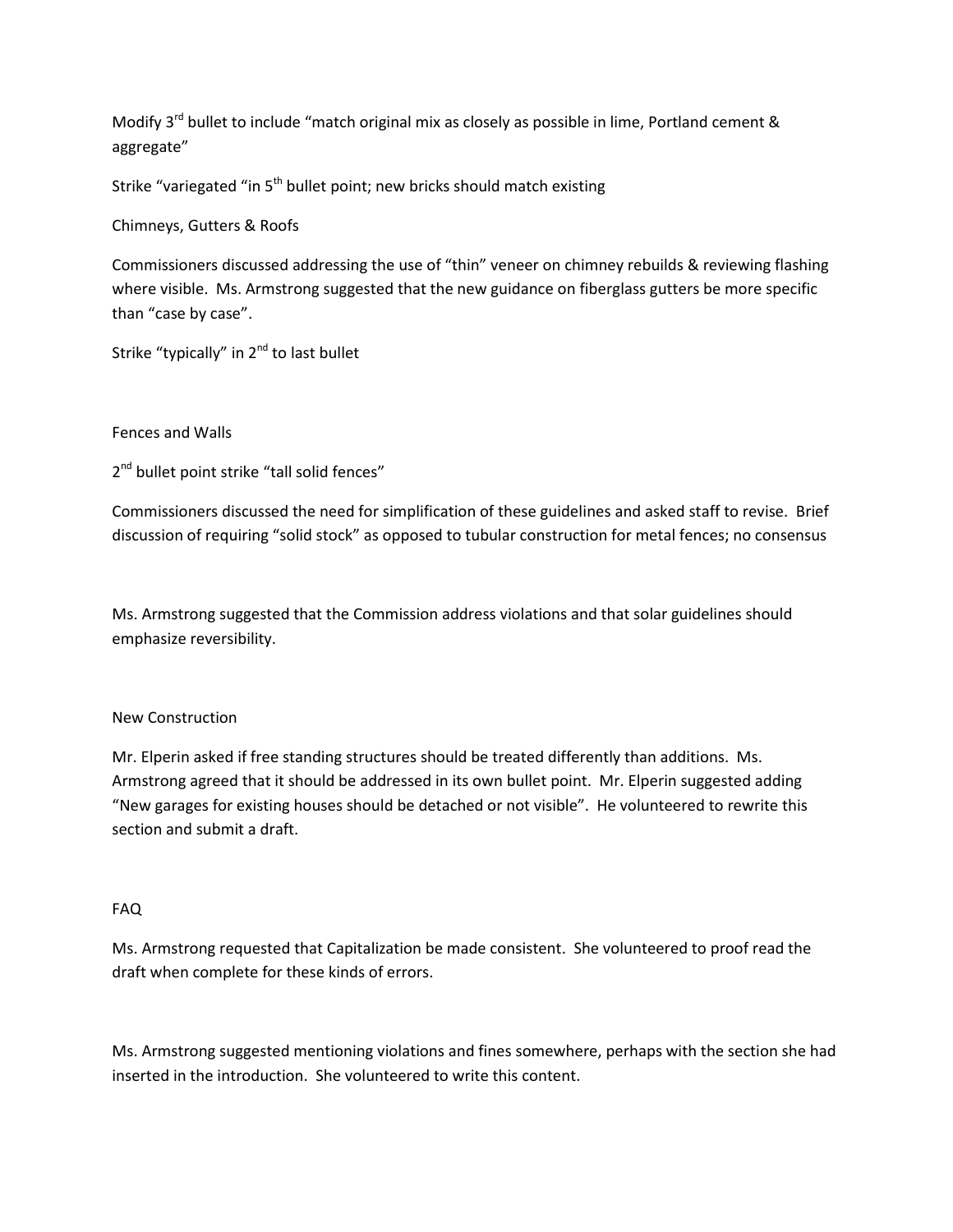Modify 3rd bullet to include "match original mix as closely as possible in lime, Portland cement & aggregate"

Strike "variegated "in 5th bullet point; new bricks should match existing

Chimneys, Gutters & Roofs

Commissioners discussed addressing the use of "thin" veneer on chimney rebuilds & reviewing flashing where visible. Ms. Armstrong suggested that the new guidance on fiberglass gutters be more specific than "case by case".

Strike "typically" in 2nd to last bullet

Fences and Walls

2nd bullet point strike "tall solid fences"

Commissioners discussed the need for simplification of these guidelines and asked staff to revise. Brief discussion of requiring "solid stock" as opposed to tubular construction for metal fences; no consensus

Ms. Armstrong suggested that the Commission address violations and that solar guidelines should emphasize reversibility.

New Construction

Mr. Elperin asked if free standing structures should be treated differently than additions. Ms. Armstrong agreed that it should be addressed in its own bullet point. Mr. Elperin suggested adding "New garages for existing houses should be detached or not visible". He volunteered to rewrite this section and submit a draft.

FAQ

Ms. Armstrong requested that Capitalization be made consistent. She volunteered to proof read the draft when complete for these kinds of errors.

Ms. Armstrong suggested mentioning violations and fines somewhere, perhaps with the section she had inserted in the introduction. She volunteered to write this content.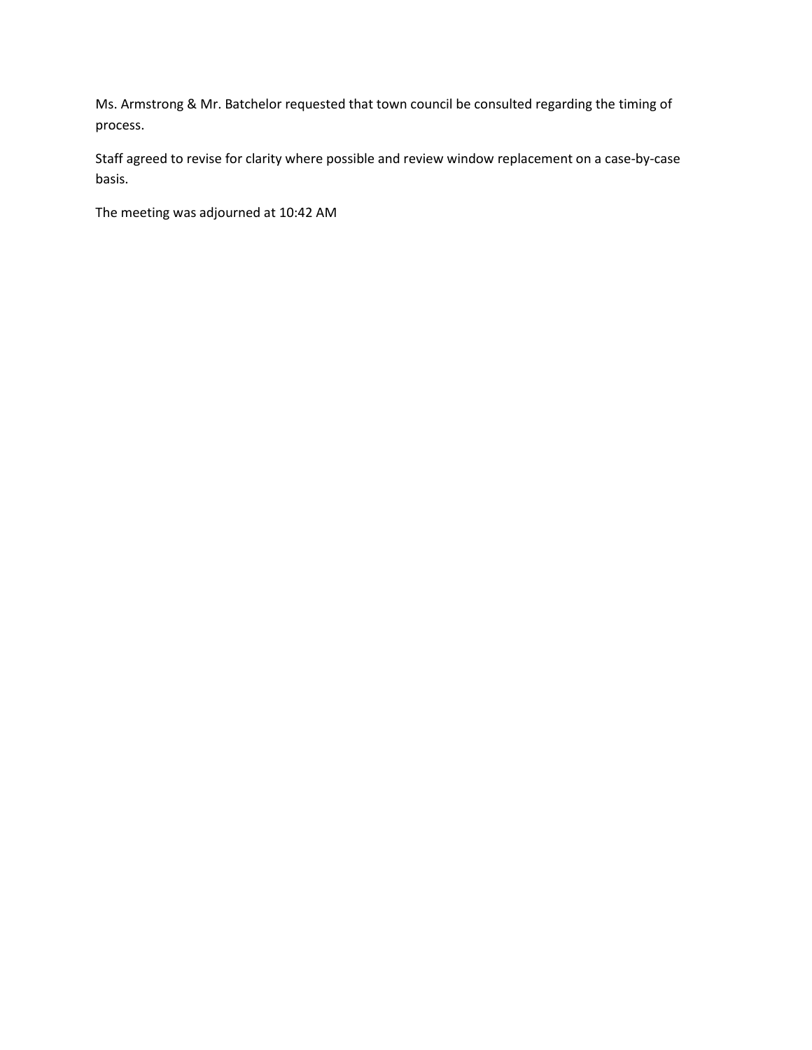Ms. Armstrong & Mr. Batchelor requested that town council be consulted regarding the timing of process.

Staff agreed to revise for clarity where possible and review window replacement on a case-by-case basis.

The meeting was adjourned at 10:42 AM